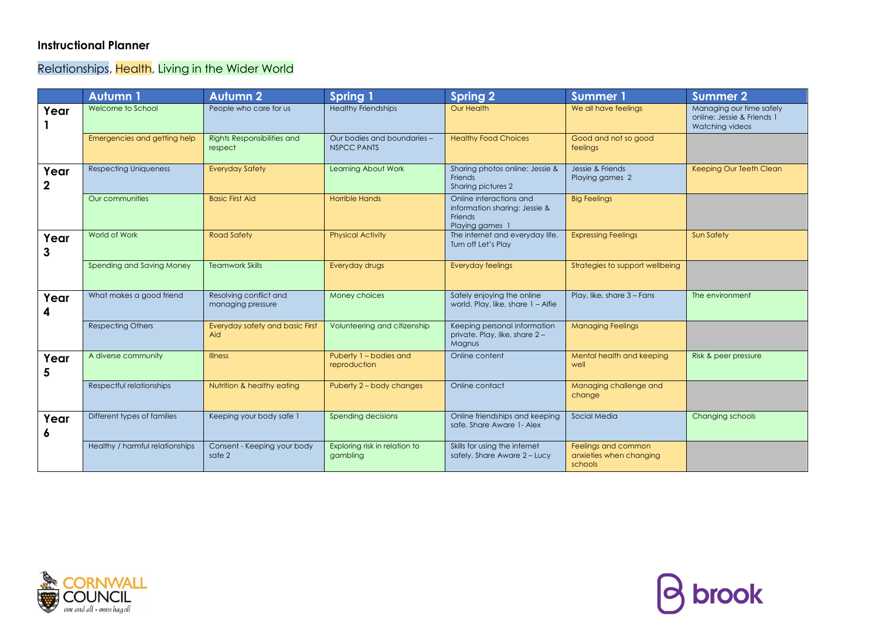**Instructional Planner**

Relationships, Health, Living in the Wider World

| | Autumn 1 | Autumn 2 | Spring 1 | Spring 2 | Summer 1 | Summer 2 |
|---|---|---|---|---|---|---|
| **Year 1** | Welcome to School | People who care for us | Healthy Friendships | Our Health | We all have feelings | Managing our time safely online: Jessie & Friends 1 Watching videos |
| | Emergencies and getting help | Rights Responsibilities and respect | Our bodies and boundaries – NSPCC PANTS | Healthy Food Choices | Good and not so good feelings | |
| **Year 2** | Respecting Uniqueness | Everyday Safety | Learning About Work | Sharing photos online: Jessie & Friends Sharing pictures 2 | Jessie & Friends Playing games 2 | Keeping Our Teeth Clean |
| | Our communities | Basic First Aid | Horrible Hands | Online interactions and information sharing: Jessie & Friends Playing games 1 | Big Feelings | |
| **Year 3** | World of Work | Road Safety | Physical Activity | The internet and everyday life. Turn off Let's Play | Expressing Feelings | Sun Safety |
| | Spending and Saving Money | Teamwork Skills | Everyday drugs | Everyday feelings | Strategies to support wellbeing | |
| **Year 4** | What makes a good friend | Resolving conflict and managing pressure | Money choices | Safely enjoying the online world. Play, like, share 1 – Alfie | Play, like, share 3 – Fans | The environment |
| | Respecting Others | Everyday safety and basic First Aid | Volunteering and citizenship | Keeping personal information private. Play, like, share 2 – Magnus | Managing Feelings | |
| **Year 5** | A diverse community | Illness | Puberty 1 – bodies and reproduction | Online content | Mental health and keeping well | Risk & peer pressure |
| | Respectful relationships | Nutrition & healthy eating | Puberty 2 – body changes | Online contact | Managing challenge and change | |
| **Year 6** | Different types of families | Keeping your body safe 1 | Spending decisions | Online friendships and keeping safe. Share Aware 1- Alex | Social Media | Changing schools |
| | Healthy / harmful relationships | Consent - Keeping your body safe 2 | Exploring risk in relation to gambling | Skills for using the internet safely. Share Aware 2 – Lucy | Feelings and common anxieties when changing schools | |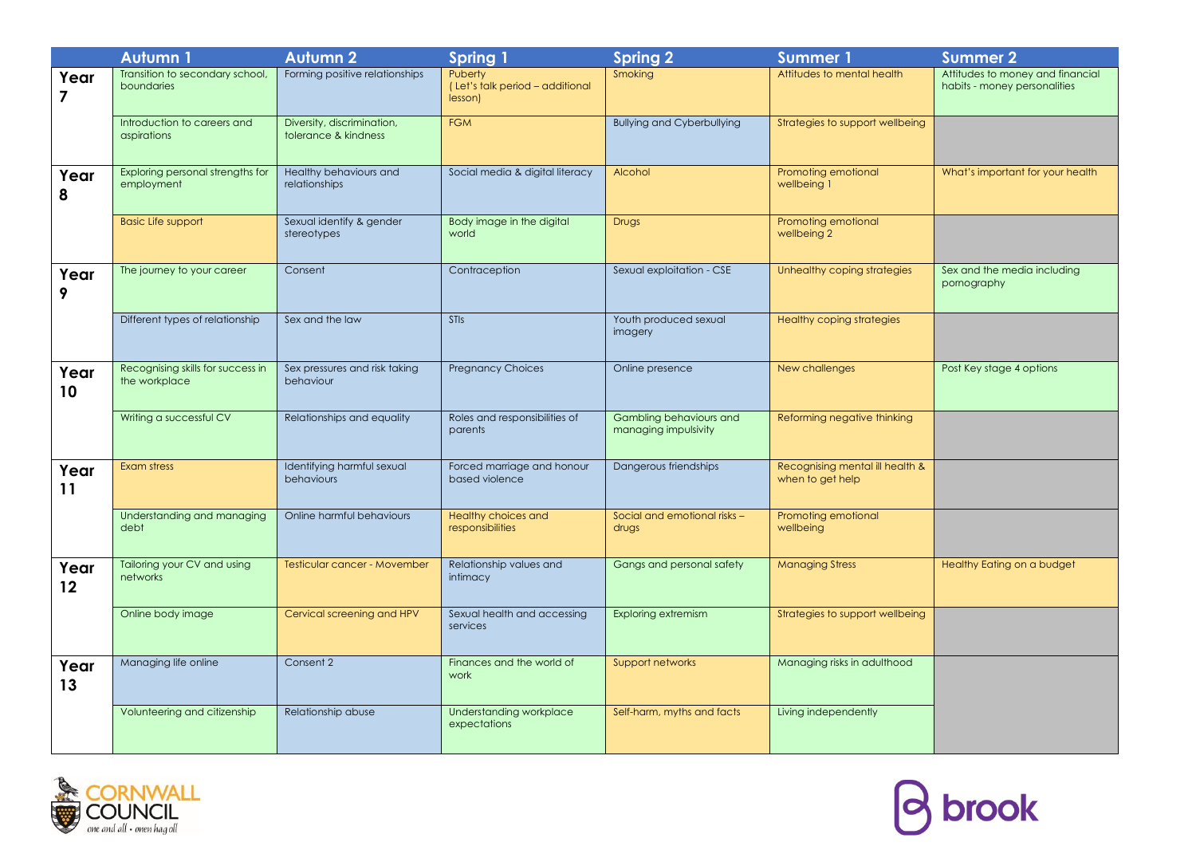| | Autumn 1 | Autumn 2 | Spring 1 | Spring 2 | Summer 1 | Summer 2 |
|---|---|---|---|---|---|---|
| **Year 7** | Transition to secondary school, boundaries | Forming positive relationships | Puberty ( Let's talk period – additional lesson) | Smoking | Attitudes to mental health | Attitudes to money and financial habits - money personalities |
| | Introduction to careers and aspirations | Diversity, discrimination, tolerance & kindness | FGM | Bullying and Cyberbullying | Strategies to support wellbeing | |
| **Year 8** | Exploring personal strengths for employment | Healthy behaviours and relationships | Social media & digital literacy | Alcohol | Promoting emotional wellbeing 1 | What's important for your health |
| | Basic Life support | Sexual identify & gender stereotypes | Body image in the digital world | Drugs | Promoting emotional wellbeing 2 | |
| **Year 9** | The journey to your career | Consent | Contraception | Sexual exploitation - CSE | Unhealthy coping strategies | Sex and the media including pornography |
| | Different types of relationship | Sex and the law | STIs | Youth produced sexual imagery | Healthy coping strategies | |
| **Year 10** | Recognising skills for success in the workplace | Sex pressures and risk taking behaviour | Pregnancy Choices | Online presence | New challenges | Post Key stage 4 options |
| | Writing a successful CV | Relationships and equality | Roles and responsibilities of parents | Gambling behaviours and managing impulsivity | Reforming negative thinking | |
| **Year 11** | Exam stress | Identifying harmful sexual behaviours | Forced marriage and honour based violence | Dangerous friendships | Recognising mental ill health & when to get help | |
| | Understanding and managing debt | Online harmful behaviours | Healthy choices and responsibilities | Social and emotional risks – drugs | Promoting emotional wellbeing | |
| **Year 12** | Tailoring your CV and using networks | Testicular cancer - Movember | Relationship values and intimacy | Gangs and personal safety | Managing Stress | Healthy Eating on a budget |
| | Online body image | Cervical screening and HPV | Sexual health and accessing services | Exploring extremism | Strategies to support wellbeing | |
| **Year 13** | Managing life online | Consent 2 | Finances and the world of work | Support networks | Managing risks in adulthood | |
| | Volunteering and citizenship | Relationship abuse | Understanding workplace expectations | Self-harm, myths and facts | Living independently | |

CORNWALL COUNCIL
one and all • onen hag oll

brook